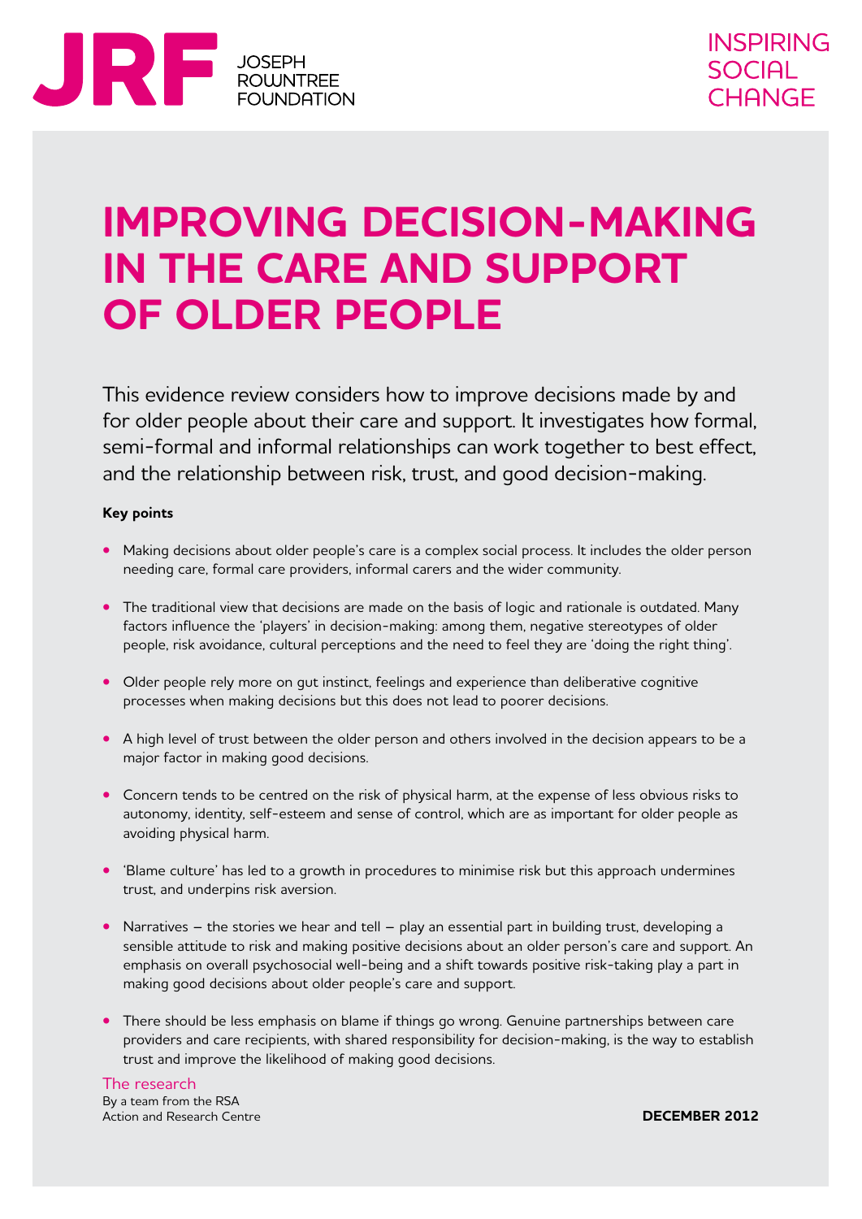JRF JOSEPH ROWNTREE FOUNDATION

INSPIRING SOCIAL CHANGE

# IMPROVING DECISION-MAKING IN THE CARE AND SUPPORT OF OLDER PEOPLE

This evidence review considers how to improve decisions made by and for older people about their care and support. It investigates how formal, semi-formal and informal relationships can work together to best effect, and the relationship between risk, trust, and good decision-making.

**Key points**

- Making decisions about older people's care is a complex social process. It includes the older person needing care, formal care providers, informal carers and the wider community.
- The traditional view that decisions are made on the basis of logic and rationale is outdated. Many factors influence the 'players' in decision-making: among them, negative stereotypes of older people, risk avoidance, cultural perceptions and the need to feel they are 'doing the right thing'.
- Older people rely more on gut instinct, feelings and experience than deliberative cognitive processes when making decisions but this does not lead to poorer decisions.
- A high level of trust between the older person and others involved in the decision appears to be a major factor in making good decisions.
- Concern tends to be centred on the risk of physical harm, at the expense of less obvious risks to autonomy, identity, self-esteem and sense of control, which are as important for older people as avoiding physical harm.
- 'Blame culture' has led to a growth in procedures to minimise risk but this approach undermines trust, and underpins risk aversion.
- Narratives – the stories we hear and tell – play an essential part in building trust, developing a sensible attitude to risk and making positive decisions about an older person's care and support. An emphasis on overall psychosocial well-being and a shift towards positive risk-taking play a part in making good decisions about older people's care and support.
- There should be less emphasis on blame if things go wrong. Genuine partnerships between care providers and care recipients, with shared responsibility for decision-making, is the way to establish trust and improve the likelihood of making good decisions.

The research
By a team from the RSA Action and Research Centre

**DECEMBER 2012**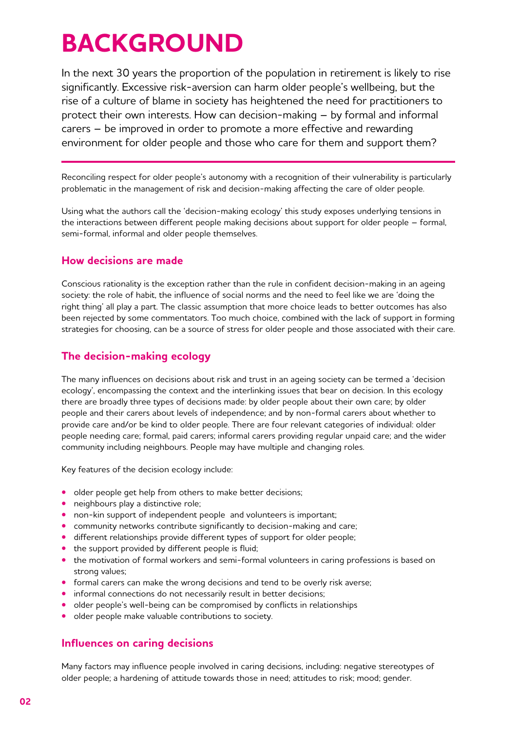# BACKGROUND

In the next 30 years the proportion of the population in retirement is likely to rise significantly. Excessive risk-aversion can harm older people's wellbeing, but the rise of a culture of blame in society has heightened the need for practitioners to protect their own interests. How can decision-making – by formal and informal carers – be improved in order to promote a more effective and rewarding environment for older people and those who care for them and support them?

Reconciling respect for older people's autonomy with a recognition of their vulnerability is particularly problematic in the management of risk and decision-making affecting the care of older people.

Using what the authors call the 'decision-making ecology' this study exposes underlying tensions in the interactions between different people making decisions about support for older people – formal, semi-formal, informal and older people themselves.

## How decisions are made

Conscious rationality is the exception rather than the rule in confident decision-making in an ageing society: the role of habit, the influence of social norms and the need to feel like we are 'doing the right thing' all play a part. The classic assumption that more choice leads to better outcomes has also been rejected by some commentators. Too much choice, combined with the lack of support in forming strategies for choosing, can be a source of stress for older people and those associated with their care.

## The decision-making ecology

The many influences on decisions about risk and trust in an ageing society can be termed a 'decision ecology', encompassing the context and the interlinking issues that bear on decision. In this ecology there are broadly three types of decisions made: by older people about their own care; by older people and their carers about levels of independence; and by non-formal carers about whether to provide care and/or be kind to older people. There are four relevant categories of individual: older people needing care; formal, paid carers; informal carers providing regular unpaid care; and the wider community including neighbours. People may have multiple and changing roles.

Key features of the decision ecology include:

- older people get help from others to make better decisions;
- neighbours play a distinctive role;
- non-kin support of independent people and volunteers is important;
- community networks contribute significantly to decision-making and care;
- different relationships provide different types of support for older people;
- the support provided by different people is fluid;
- the motivation of formal workers and semi-formal volunteers in caring professions is based on strong values;
- formal carers can make the wrong decisions and tend to be overly risk averse;
- informal connections do not necessarily result in better decisions;
- older people's well-being can be compromised by conflicts in relationships
- older people make valuable contributions to society.

## Influences on caring decisions

Many factors may influence people involved in caring decisions, including: negative stereotypes of older people; a hardening of attitude towards those in need; attitudes to risk; mood; gender.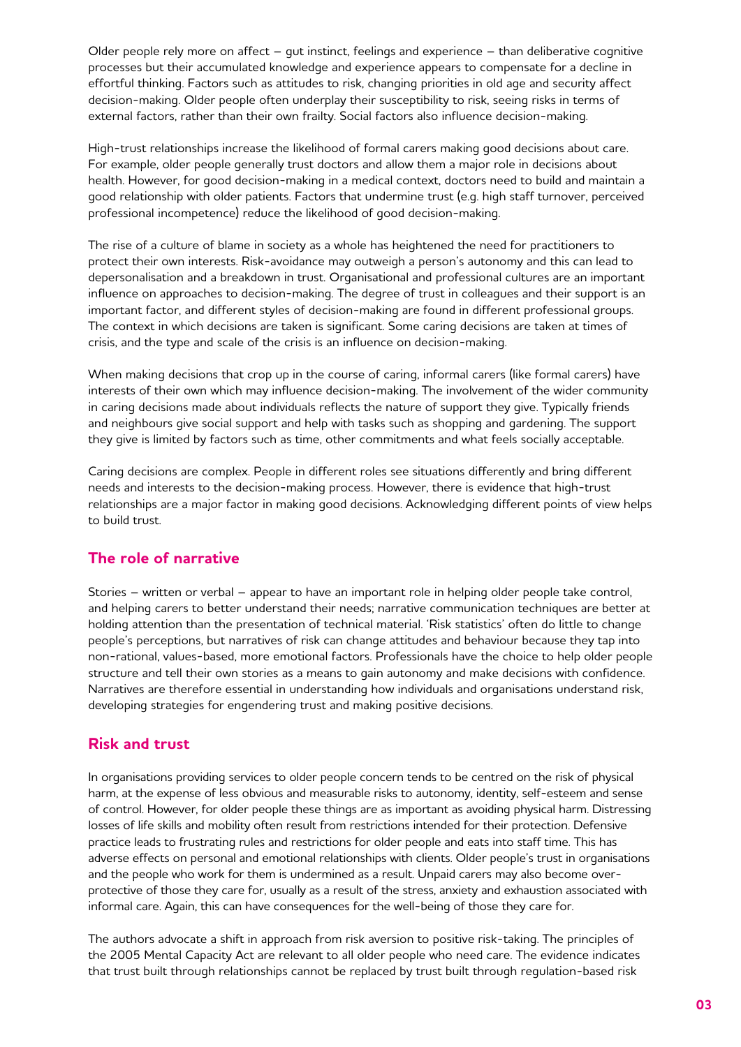Older people rely more on affect – gut instinct, feelings and experience – than deliberative cognitive processes but their accumulated knowledge and experience appears to compensate for a decline in effortful thinking. Factors such as attitudes to risk, changing priorities in old age and security affect decision-making. Older people often underplay their susceptibility to risk, seeing risks in terms of external factors, rather than their own frailty. Social factors also influence decision-making.

High-trust relationships increase the likelihood of formal carers making good decisions about care. For example, older people generally trust doctors and allow them a major role in decisions about health. However, for good decision-making in a medical context, doctors need to build and maintain a good relationship with older patients. Factors that undermine trust (e.g. high staff turnover, perceived professional incompetence) reduce the likelihood of good decision-making.

The rise of a culture of blame in society as a whole has heightened the need for practitioners to protect their own interests. Risk-avoidance may outweigh a person's autonomy and this can lead to depersonalisation and a breakdown in trust. Organisational and professional cultures are an important influence on approaches to decision-making. The degree of trust in colleagues and their support is an important factor, and different styles of decision-making are found in different professional groups. The context in which decisions are taken is significant. Some caring decisions are taken at times of crisis, and the type and scale of the crisis is an influence on decision-making.

When making decisions that crop up in the course of caring, informal carers (like formal carers) have interests of their own which may influence decision-making. The involvement of the wider community in caring decisions made about individuals reflects the nature of support they give. Typically friends and neighbours give social support and help with tasks such as shopping and gardening. The support they give is limited by factors such as time, other commitments and what feels socially acceptable.

Caring decisions are complex. People in different roles see situations differently and bring different needs and interests to the decision-making process. However, there is evidence that high-trust relationships are a major factor in making good decisions. Acknowledging different points of view helps to build trust.

## The role of narrative

Stories – written or verbal – appear to have an important role in helping older people take control, and helping carers to better understand their needs; narrative communication techniques are better at holding attention than the presentation of technical material. 'Risk statistics' often do little to change people's perceptions, but narratives of risk can change attitudes and behaviour because they tap into non-rational, values-based, more emotional factors. Professionals have the choice to help older people structure and tell their own stories as a means to gain autonomy and make decisions with confidence. Narratives are therefore essential in understanding how individuals and organisations understand risk, developing strategies for engendering trust and making positive decisions.

## Risk and trust

In organisations providing services to older people concern tends to be centred on the risk of physical harm, at the expense of less obvious and measurable risks to autonomy, identity, self-esteem and sense of control. However, for older people these things are as important as avoiding physical harm. Distressing losses of life skills and mobility often result from restrictions intended for their protection. Defensive practice leads to frustrating rules and restrictions for older people and eats into staff time. This has adverse effects on personal and emotional relationships with clients. Older people's trust in organisations and the people who work for them is undermined as a result. Unpaid carers may also become over-protective of those they care for, usually as a result of the stress, anxiety and exhaustion associated with informal care. Again, this can have consequences for the well-being of those they care for.

The authors advocate a shift in approach from risk aversion to positive risk-taking. The principles of the 2005 Mental Capacity Act are relevant to all older people who need care. The evidence indicates that trust built through relationships cannot be replaced by trust built through regulation-based risk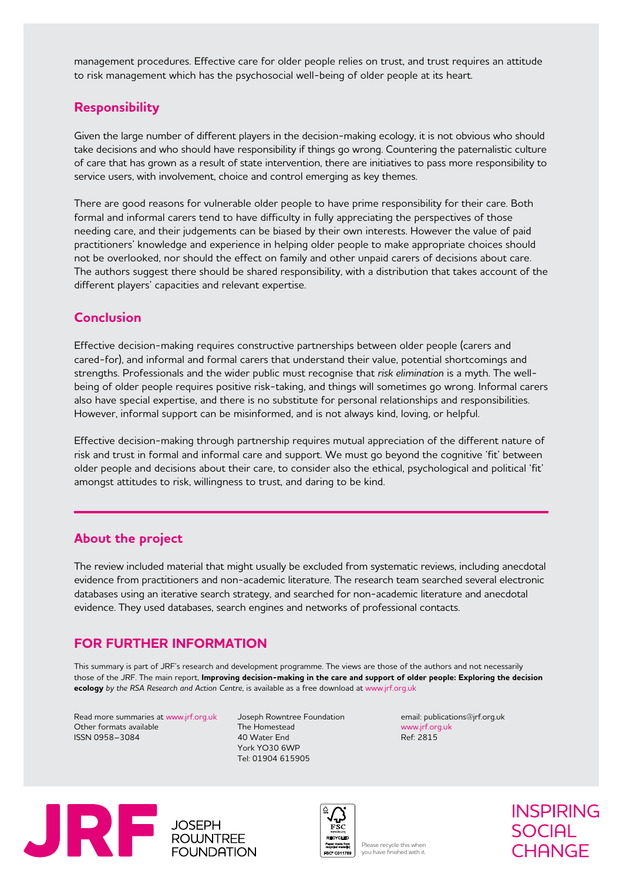management procedures. Effective care for older people relies on trust, and trust requires an attitude to risk management which has the psychosocial well-being of older people at its heart.

## Responsibility

Given the large number of different players in the decision-making ecology, it is not obvious who should take decisions and who should have responsibility if things go wrong. Countering the paternalistic culture of care that has grown as a result of state intervention, there are initiatives to pass more responsibility to service users, with involvement, choice and control emerging as key themes.

There are good reasons for vulnerable older people to have prime responsibility for their care. Both formal and informal carers tend to have difficulty in fully appreciating the perspectives of those needing care, and their judgements can be biased by their own interests. However the value of paid practitioners' knowledge and experience in helping older people to make appropriate choices should not be overlooked, nor should the effect on family and other unpaid carers of decisions about care. The authors suggest there should be shared responsibility, with a distribution that takes account of the different players' capacities and relevant expertise.

## Conclusion

Effective decision-making requires constructive partnerships between older people (carers and cared-for), and informal and formal carers that understand their value, potential shortcomings and strengths. Professionals and the wider public must recognise that *risk elimination* is a myth. The well-being of older people requires positive risk-taking, and things will sometimes go wrong. Informal carers also have special expertise, and there is no substitute for personal relationships and responsibilities. However, informal support can be misinformed, and is not always kind, loving, or helpful.

Effective decision-making through partnership requires mutual appreciation of the different nature of risk and trust in formal and informal care and support. We must go beyond the cognitive 'fit' between older people and decisions about their care, to consider also the ethical, psychological and political 'fit' amongst attitudes to risk, willingness to trust, and daring to be kind.

## About the project

The review included material that might usually be excluded from systematic reviews, including anecdotal evidence from practitioners and non-academic literature. The research team searched several electronic databases using an iterative search strategy, and searched for non-academic literature and anecdotal evidence. They used databases, search engines and networks of professional contacts.

## FOR FURTHER INFORMATION

This summary is part of JRF's research and development programme. The views are those of the authors and not necessarily those of the JRF. The main report, **Improving decision-making in the care and support of older people: Exploring the decision ecology** *by the RSA Research and Action Centre*, is available as a free download at www.jrf.org.uk

Read more summaries at www.jrf.org.uk
Other formats available
ISSN 0958–3084

Joseph Rowntree Foundation
The Homestead
40 Water End
York YO30 6WP
Tel: 01904 615905

email: publications@jrf.org.uk
www.jrf.org.uk
Ref: 2815

JRF JOSEPH ROWNTREE FOUNDATION

Please recycle this when you have finished with it.

INSPIRING SOCIAL CHANGE